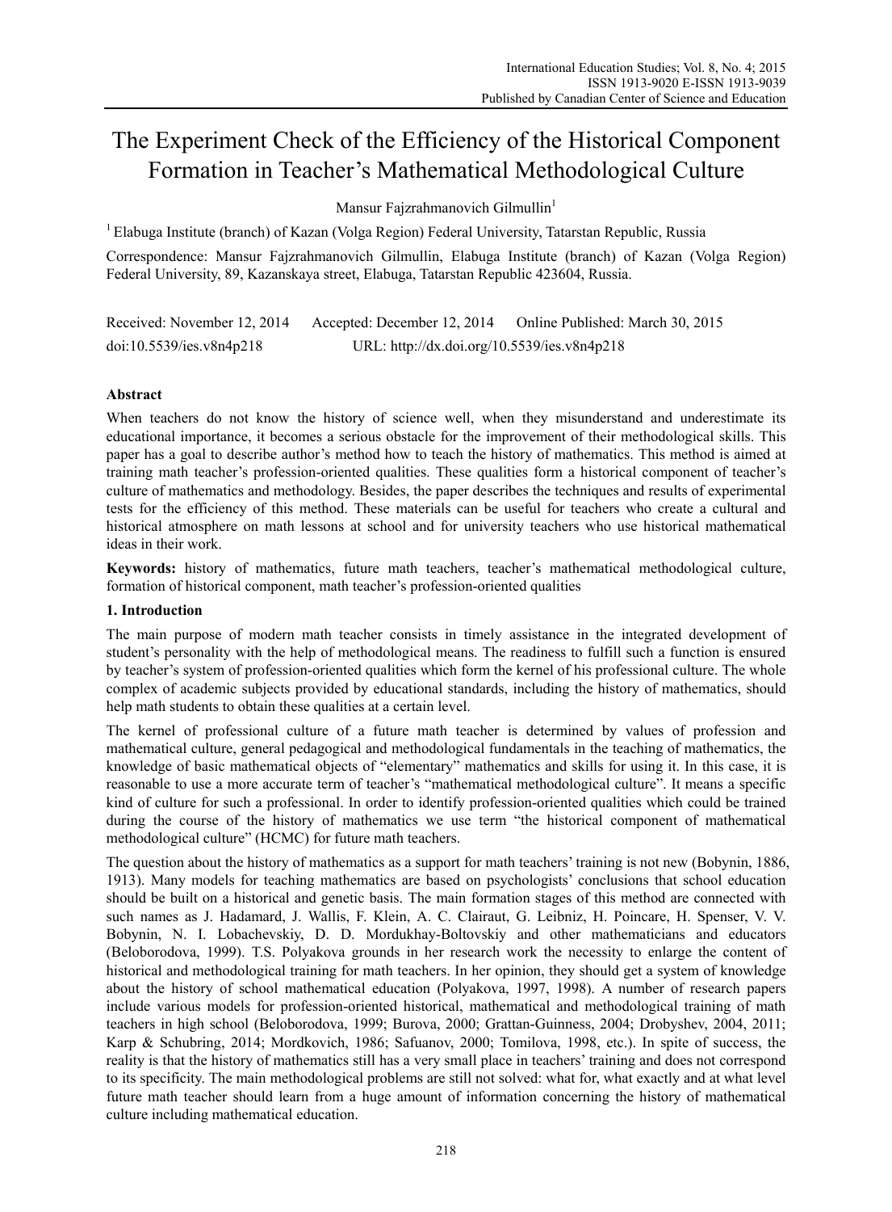# The Experiment Check of the Efficiency of the Historical Component Formation in Teacher's Mathematical Methodological Culture

Mansur Fajzrahmanovich Gilmullin[1]

[1] Elabuga Institute (branch) of Kazan (Volga Region) Federal University, Tatarstan Republic, Russia

Correspondence: Mansur Fajzrahmanovich Gilmullin, Elabuga Institute (branch) of Kazan (Volga Region) Federal University, 89, Kazanskaya street, Elabuga, Tatarstan Republic 423604, Russia.

Received: November 12, 2014 Accepted: December 12, 2014 Online Published: March 30, 2015

doi:10.5539/ies.v8n4p218 URL: http://dx.doi.org/10.5539/ies.v8n4p218

## Abstract

When teachers do not know the history of science well, when they misunderstand and underestimate its educational importance, it becomes a serious obstacle for the improvement of their methodological skills. This paper has a goal to describe author's method how to teach the history of mathematics. This method is aimed at training math teacher's profession-oriented qualities. These qualities form a historical component of teacher's culture of mathematics and methodology. Besides, the paper describes the techniques and results of experimental tests for the efficiency of this method. These materials can be useful for teachers who create a cultural and historical atmosphere on math lessons at school and for university teachers who use historical mathematical ideas in their work.

**Keywords:** history of mathematics, future math teachers, teacher's mathematical methodological culture, formation of historical component, math teacher's profession-oriented qualities

## 1. Introduction

The main purpose of modern math teacher consists in timely assistance in the integrated development of student's personality with the help of methodological means. The readiness to fulfill such a function is ensured by teacher's system of profession-oriented qualities which form the kernel of his professional culture. The whole complex of academic subjects provided by educational standards, including the history of mathematics, should help math students to obtain these qualities at a certain level.

The kernel of professional culture of a future math teacher is determined by values of profession and mathematical culture, general pedagogical and methodological fundamentals in the teaching of mathematics, the knowledge of basic mathematical objects of "elementary" mathematics and skills for using it. In this case, it is reasonable to use a more accurate term of teacher's "mathematical methodological culture". It means a specific kind of culture for such a professional. In order to identify profession-oriented qualities which could be trained during the course of the history of mathematics we use term "the historical component of mathematical methodological culture" (HCMC) for future math teachers.

The question about the history of mathematics as a support for math teachers' training is not new (Bobynin, 1886, 1913). Many models for teaching mathematics are based on psychologists' conclusions that school education should be built on a historical and genetic basis. The main formation stages of this method are connected with such names as J. Hadamard, J. Wallis, F. Klein, A. C. Clairaut, G. Leibniz, H. Poincare, H. Spenser, V. V. Bobynin, N. I. Lobachevskiy, D. D. Mordukhay-Boltovskiy and other mathematicians and educators (Beloborodova, 1999). T.S. Polyakova grounds in her research work the necessity to enlarge the content of historical and methodological training for math teachers. In her opinion, they should get a system of knowledge about the history of school mathematical education (Polyakova, 1997, 1998). A number of research papers include various models for profession-oriented historical, mathematical and methodological training of math teachers in high school (Beloborodova, 1999; Burova, 2000; Grattan-Guinness, 2004; Drobyshev, 2004, 2011; Karp & Schubring, 2014; Mordkovich, 1986; Safuanov, 2000; Tomilova, 1998, etc.). In spite of success, the reality is that the history of mathematics still has a very small place in teachers' training and does not correspond to its specificity. The main methodological problems are still not solved: what for, what exactly and at what level future math teacher should learn from a huge amount of information concerning the history of mathematical culture including mathematical education.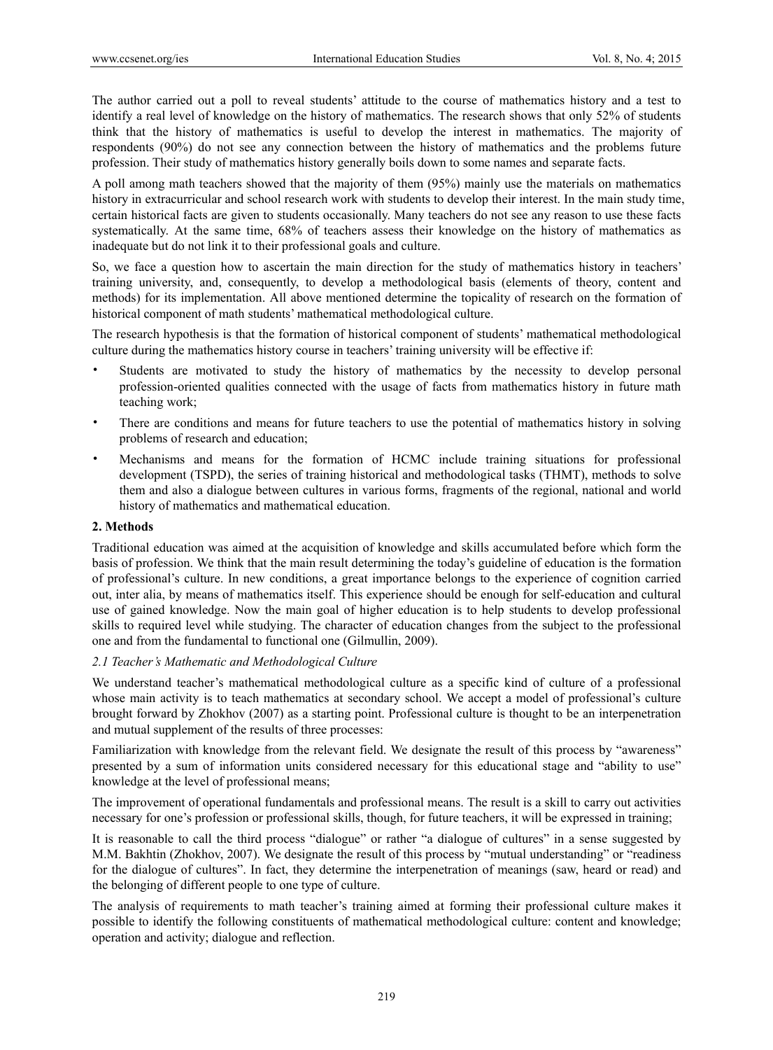The author carried out a poll to reveal students' attitude to the course of mathematics history and a test to identify a real level of knowledge on the history of mathematics. The research shows that only 52% of students think that the history of mathematics is useful to develop the interest in mathematics. The majority of respondents (90%) do not see any connection between the history of mathematics and the problems future profession. Their study of mathematics history generally boils down to some names and separate facts.

A poll among math teachers showed that the majority of them (95%) mainly use the materials on mathematics history in extracurricular and school research work with students to develop their interest. In the main study time, certain historical facts are given to students occasionally. Many teachers do not see any reason to use these facts systematically. At the same time, 68% of teachers assess their knowledge on the history of mathematics as inadequate but do not link it to their professional goals and culture.

So, we face a question how to ascertain the main direction for the study of mathematics history in teachers' training university, and, consequently, to develop a methodological basis (elements of theory, content and methods) for its implementation. All above mentioned determine the topicality of research on the formation of historical component of math students' mathematical methodological culture.

The research hypothesis is that the formation of historical component of students' mathematical methodological culture during the mathematics history course in teachers' training university will be effective if:

- Students are motivated to study the history of mathematics by the necessity to develop personal profession-oriented qualities connected with the usage of facts from mathematics history in future math teaching work;
- There are conditions and means for future teachers to use the potential of mathematics history in solving problems of research and education;
- Mechanisms and means for the formation of HCMC include training situations for professional development (TSPD), the series of training historical and methodological tasks (THMT), methods to solve them and also a dialogue between cultures in various forms, fragments of the regional, national and world history of mathematics and mathematical education.

## 2. Methods

Traditional education was aimed at the acquisition of knowledge and skills accumulated before which form the basis of profession. We think that the main result determining the today's guideline of education is the formation of professional's culture. In new conditions, a great importance belongs to the experience of cognition carried out, inter alia, by means of mathematics itself. This experience should be enough for self-education and cultural use of gained knowledge. Now the main goal of higher education is to help students to develop professional skills to required level while studying. The character of education changes from the subject to the professional one and from the fundamental to functional one (Gilmullin, 2009).

### *2.1 Teacher's Mathematic and Methodological Culture*

We understand teacher's mathematical methodological culture as a specific kind of culture of a professional whose main activity is to teach mathematics at secondary school. We accept a model of professional's culture brought forward by Zhokhov (2007) as a starting point. Professional culture is thought to be an interpenetration and mutual supplement of the results of three processes:

Familiarization with knowledge from the relevant field. We designate the result of this process by "awareness" presented by a sum of information units considered necessary for this educational stage and "ability to use" knowledge at the level of professional means;

The improvement of operational fundamentals and professional means. The result is a skill to carry out activities necessary for one's profession or professional skills, though, for future teachers, it will be expressed in training;

It is reasonable to call the third process "dialogue" or rather "a dialogue of cultures" in a sense suggested by M.M. Bakhtin (Zhokhov, 2007). We designate the result of this process by "mutual understanding" or "readiness for the dialogue of cultures". In fact, they determine the interpenetration of meanings (saw, heard or read) and the belonging of different people to one type of culture.

The analysis of requirements to math teacher's training aimed at forming their professional culture makes it possible to identify the following constituents of mathematical methodological culture: content and knowledge; operation and activity; dialogue and reflection.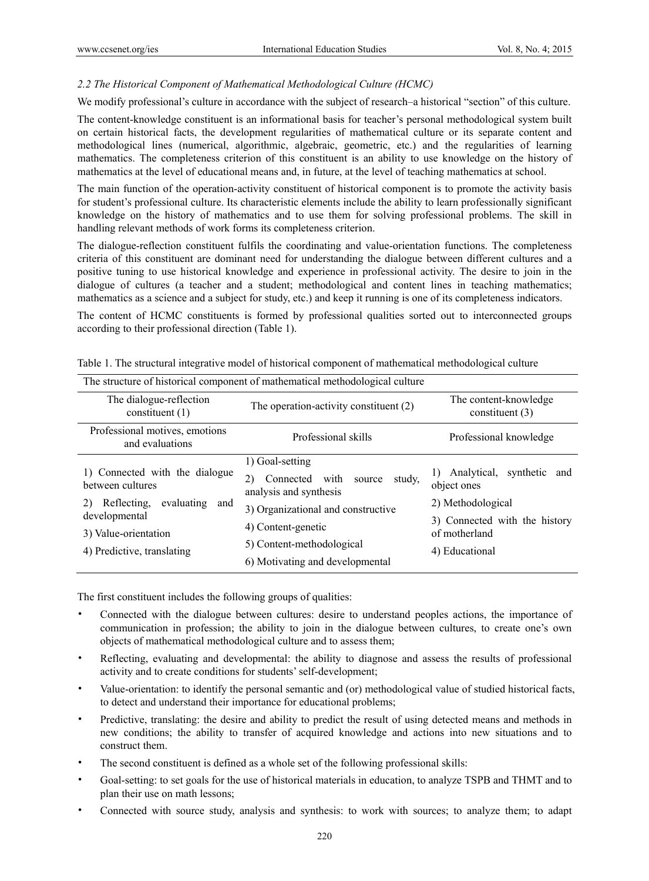### *2.2 The Historical Component of Mathematical Methodological Culture (HCMC)*

We modify professional's culture in accordance with the subject of research–a historical "section" of this culture.

The content-knowledge constituent is an informational basis for teacher's personal methodological system built on certain historical facts, the development regularities of mathematical culture or its separate content and methodological lines (numerical, algorithmic, algebraic, geometric, etc.) and the regularities of learning mathematics. The completeness criterion of this constituent is an ability to use knowledge on the history of mathematics at the level of educational means and, in future, at the level of teaching mathematics at school.

The main function of the operation-activity constituent of historical component is to promote the activity basis for student's professional culture. Its characteristic elements include the ability to learn professionally significant knowledge on the history of mathematics and to use them for solving professional problems. The skill in handling relevant methods of work forms its completeness criterion.

The dialogue-reflection constituent fulfils the coordinating and value-orientation functions. The completeness criteria of this constituent are dominant need for understanding the dialogue between different cultures and a positive tuning to use historical knowledge and experience in professional activity. The desire to join in the dialogue of cultures (a teacher and a student; methodological and content lines in teaching mathematics; mathematics as a science and a subject for study, etc.) and keep it running is one of its completeness indicators.

The content of HCMC constituents is formed by professional qualities sorted out to interconnected groups according to their professional direction (Table 1).

Table 1. The structural integrative model of historical component of mathematical methodological culture

| The structure of historical component of mathematical methodological culture | | |
|---|---|---|
| The dialogue-reflection constituent (1) | The operation-activity constituent (2) | The content-knowledge constituent (3) |
| Professional motives, emotions and evaluations | Professional skills | Professional knowledge |
| 1) Connected with the dialogue between cultures<br>2) Reflecting, evaluating and developmental<br>3) Value-orientation<br>4) Predictive, translating | 1) Goal-setting<br>2) Connected with source study, analysis and synthesis<br>3) Organizational and constructive<br>4) Content-genetic<br>5) Content-methodological<br>6) Motivating and developmental | 1) Analytical, synthetic and object ones<br>2) Methodological<br>3) Connected with the history of motherland<br>4) Educational |

The first constituent includes the following groups of qualities:

- Connected with the dialogue between cultures: desire to understand peoples actions, the importance of communication in profession; the ability to join in the dialogue between cultures, to create one's own objects of mathematical methodological culture and to assess them;
- Reflecting, evaluating and developmental: the ability to diagnose and assess the results of professional activity and to create conditions for students' self-development;
- Value-orientation: to identify the personal semantic and (or) methodological value of studied historical facts, to detect and understand their importance for educational problems;
- Predictive, translating: the desire and ability to predict the result of using detected means and methods in new conditions; the ability to transfer of acquired knowledge and actions into new situations and to construct them.
- The second constituent is defined as a whole set of the following professional skills:
- Goal-setting: to set goals for the use of historical materials in education, to analyze TSPB and THMT and to plan their use on math lessons;
- Connected with source study, analysis and synthesis: to work with sources; to analyze them; to adapt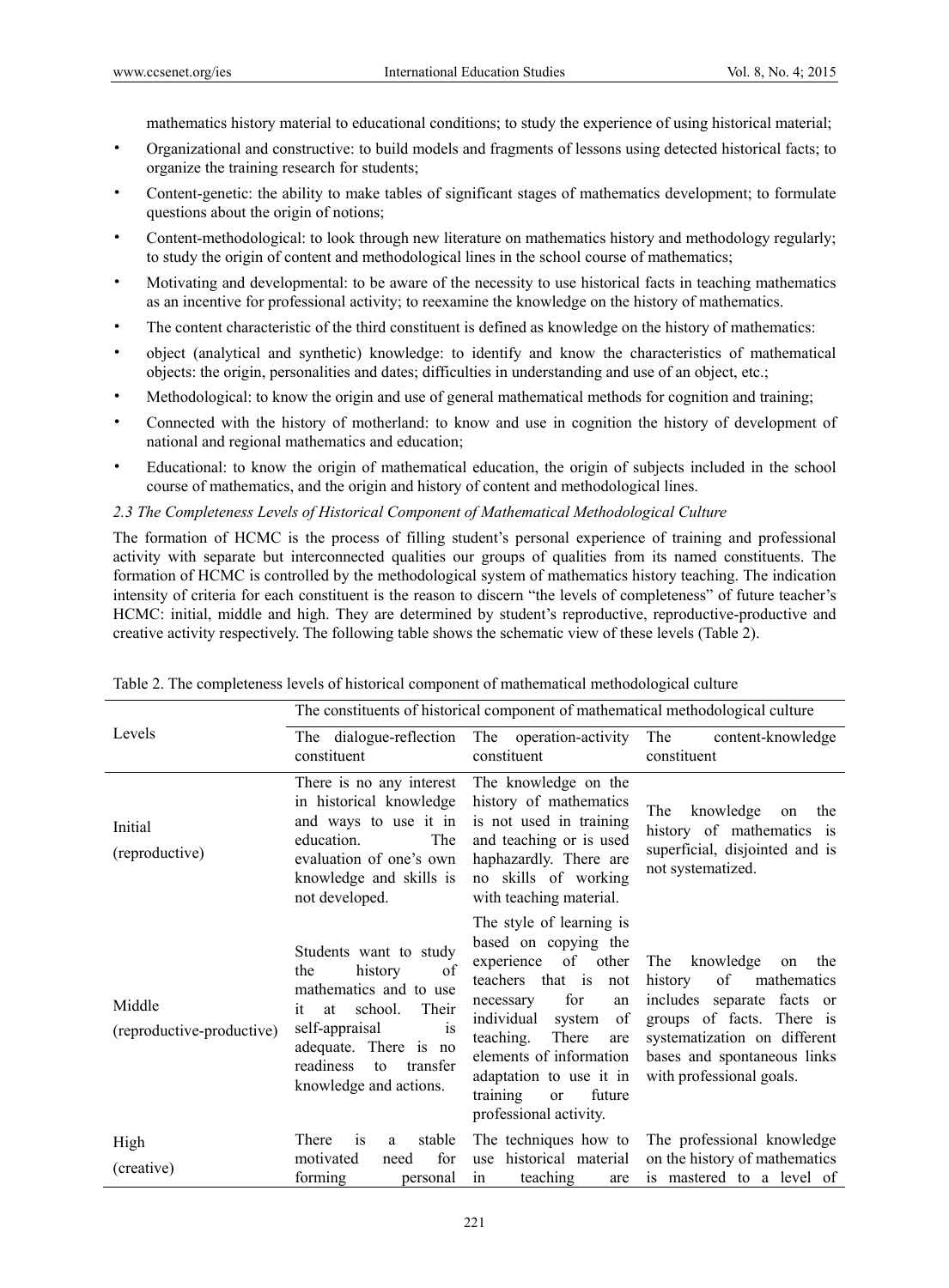mathematics history material to educational conditions; to study the experience of using historical material;

- Organizational and constructive: to build models and fragments of lessons using detected historical facts; to organize the training research for students;
- Content-genetic: the ability to make tables of significant stages of mathematics development; to formulate questions about the origin of notions;
- Content-methodological: to look through new literature on mathematics history and methodology regularly; to study the origin of content and methodological lines in the school course of mathematics;
- Motivating and developmental: to be aware of the necessity to use historical facts in teaching mathematics as an incentive for professional activity; to reexamine the knowledge on the history of mathematics.
- The content characteristic of the third constituent is defined as knowledge on the history of mathematics:
- object (analytical and synthetic) knowledge: to identify and know the characteristics of mathematical objects: the origin, personalities and dates; difficulties in understanding and use of an object, etc.;
- Methodological: to know the origin and use of general mathematical methods for cognition and training;
- Connected with the history of motherland: to know and use in cognition the history of development of national and regional mathematics and education;
- Educational: to know the origin of mathematical education, the origin of subjects included in the school course of mathematics, and the origin and history of content and methodological lines.

*2.3 The Completeness Levels of Historical Component of Mathematical Methodological Culture*

The formation of HCMC is the process of filling student's personal experience of training and professional activity with separate but interconnected qualities our groups of qualities from its named constituents. The formation of HCMC is controlled by the methodological system of mathematics history teaching. The indication intensity of criteria for each constituent is the reason to discern "the levels of completeness" of future teacher's HCMC: initial, middle and high. They are determined by student's reproductive, reproductive-productive and creative activity respectively. The following table shows the schematic view of these levels (Table 2).

Table 2. The completeness levels of historical component of mathematical methodological culture

| Levels | The constituents of historical component of mathematical methodological culture | | |
|---|---|---|---|
| | The dialogue-reflection constituent | The operation-activity constituent | The content-knowledge constituent |
| Initial (reproductive) | There is no any interest in historical knowledge and ways to use it in education. The evaluation of one's own knowledge and skills is not developed. | The knowledge on the history of mathematics is not used in training and teaching or is used haphazardly. There are no skills of working with teaching material. | The knowledge on the history of mathematics is superficial, disjointed and is not systematized. |
| Middle (reproductive-productive) | Students want to study the history of mathematics and to use it at school. Their self-appraisal is adequate. There is no readiness to transfer knowledge and actions. | The style of learning is based on copying the experience of other teachers that is not necessary for an individual system of teaching. There are elements of information adaptation to use it in training or future professional activity. | The knowledge on the history of mathematics includes separate facts or groups of facts. There is systematization on different bases and spontaneous links with professional goals. |
| High (creative) | There is a stable motivated need for forming personal | The techniques how to use historical material in teaching are | The professional knowledge on the history of mathematics is mastered to a level of |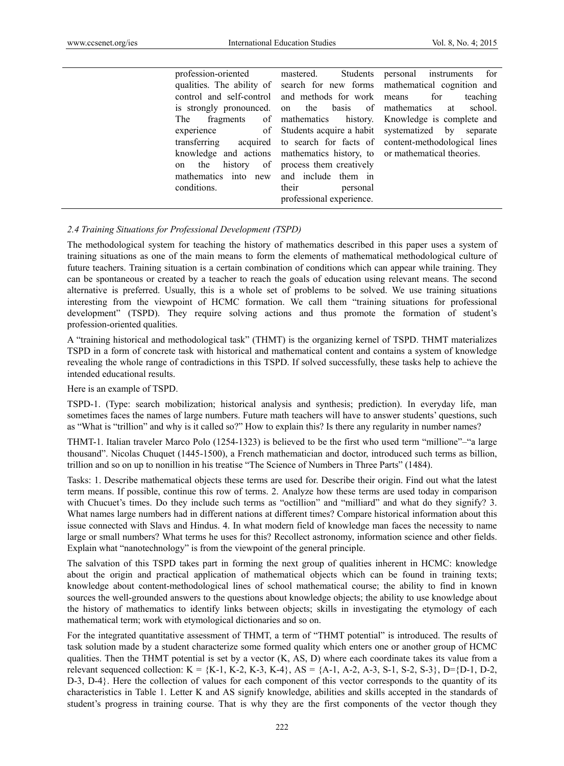| | | | |
|---|---|---|---|
| | profession-oriented qualities. The ability of control and self-control is strongly pronounced. The fragments of experience of transferring acquired knowledge and actions on the history of mathematics into new conditions. | mastered. Students search for new forms and methods for work on the basis of mathematics history. Students acquire a habit to search for facts of mathematics history, to process them creatively and include them in their personal professional experience. | personal instruments for mathematical cognition and means for teaching mathematics at school. Knowledge is complete and systematized by separate content-methodological lines or mathematical theories. |

### *2.4 Training Situations for Professional Development (TSPD)*

The methodological system for teaching the history of mathematics described in this paper uses a system of training situations as one of the main means to form the elements of mathematical methodological culture of future teachers. Training situation is a certain combination of conditions which can appear while training. They can be spontaneous or created by a teacher to reach the goals of education using relevant means. The second alternative is preferred. Usually, this is a whole set of problems to be solved. We use training situations interesting from the viewpoint of HCMC formation. We call them "training situations for professional development" (TSPD). They require solving actions and thus promote the formation of student's profession-oriented qualities.

A "training historical and methodological task" (THMT) is the organizing kernel of TSPD. THMT materializes TSPD in a form of concrete task with historical and mathematical content and contains a system of knowledge revealing the whole range of contradictions in this TSPD. If solved successfully, these tasks help to achieve the intended educational results.

Here is an example of TSPD.

TSPD-1. (Type: search mobilization; historical analysis and synthesis; prediction). In everyday life, man sometimes faces the names of large numbers. Future math teachers will have to answer students' questions, such as "What is "trillion" and why is it called so?" How to explain this? Is there any regularity in number names?

THMT-1. Italian traveler Marco Polo (1254-1323) is believed to be the first who used term "millione"–"a large thousand". Nicolas Chuquet (1445-1500), a French mathematician and doctor, introduced such terms as billion, trillion and so on up to nonillion in his treatise "The Science of Numbers in Three Parts" (1484).

Tasks: 1. Describe mathematical objects these terms are used for. Describe their origin. Find out what the latest term means. If possible, continue this row of terms. 2. Analyze how these terms are used today in comparison with Chucuet's times. Do they include such terms as "octillion" and "milliard" and what do they signify? 3. What names large numbers had in different nations at different times? Compare historical information about this issue connected with Slavs and Hindus. 4. In what modern field of knowledge man faces the necessity to name large or small numbers? What terms he uses for this? Recollect astronomy, information science and other fields. Explain what "nanotechnology" is from the viewpoint of the general principle.

The salvation of this TSPD takes part in forming the next group of qualities inherent in HCMC: knowledge about the origin and practical application of mathematical objects which can be found in training texts; knowledge about content-methodological lines of school mathematical course; the ability to find in known sources the well-grounded answers to the questions about knowledge objects; the ability to use knowledge about the history of mathematics to identify links between objects; skills in investigating the etymology of each mathematical term; work with etymological dictionaries and so on.

For the integrated quantitative assessment of THMT, a term of "THMT potential" is introduced. The results of task solution made by a student characterize some formed quality which enters one or another group of HCMC qualities. Then the THMT potential is set by a vector (K, AS, D) where each coordinate takes its value from a relevant sequenced collection: K = {K-1, K-2, K-3, K-4}, AS = {A-1, A-2, A-3, S-1, S-2, S-3}, D={D-1, D-2, D-3, D-4}. Here the collection of values for each component of this vector corresponds to the quantity of its characteristics in Table 1. Letter K and AS signify knowledge, abilities and skills accepted in the standards of student's progress in training course. That is why they are the first components of the vector though they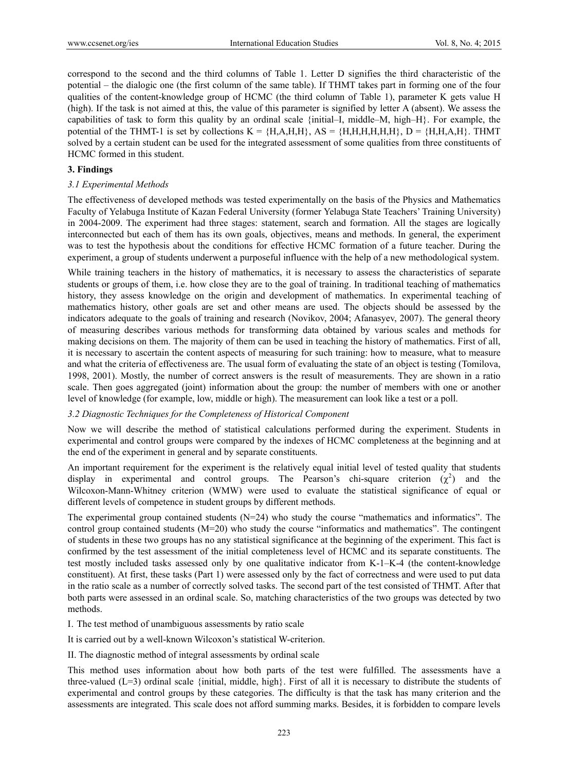correspond to the second and the third columns of Table 1. Letter D signifies the third characteristic of the potential – the dialogic one (the first column of the same table). If THMT takes part in forming one of the four qualities of the content-knowledge group of HCMC (the third column of Table 1), parameter K gets value H (high). If the task is not aimed at this, the value of this parameter is signified by letter A (absent). We assess the capabilities of task to form this quality by an ordinal scale {initial–I, middle–M, high–H}. For example, the potential of the THMT-1 is set by collections K = {H,A,H,H}, AS = {H,H,H,H,H,H}, D = {H,H,A,H}. THMT solved by a certain student can be used for the integrated assessment of some qualities from three constituents of HCMC formed in this student.

## 3. Findings

### *3.1 Experimental Methods*

The effectiveness of developed methods was tested experimentally on the basis of the Physics and Mathematics Faculty of Yelabuga Institute of Kazan Federal University (former Yelabuga State Teachers' Training University) in 2004-2009. The experiment had three stages: statement, search and formation. All the stages are logically interconnected but each of them has its own goals, objectives, means and methods. In general, the experiment was to test the hypothesis about the conditions for effective HCMC formation of a future teacher. During the experiment, a group of students underwent a purposeful influence with the help of a new methodological system.

While training teachers in the history of mathematics, it is necessary to assess the characteristics of separate students or groups of them, i.e. how close they are to the goal of training. In traditional teaching of mathematics history, they assess knowledge on the origin and development of mathematics. In experimental teaching of mathematics history, other goals are set and other means are used. The objects should be assessed by the indicators adequate to the goals of training and research (Novikov, 2004; Afanasyev, 2007). The general theory of measuring describes various methods for transforming data obtained by various scales and methods for making decisions on them. The majority of them can be used in teaching the history of mathematics. First of all, it is necessary to ascertain the content aspects of measuring for such training: how to measure, what to measure and what the criteria of effectiveness are. The usual form of evaluating the state of an object is testing (Tomilova, 1998, 2001). Mostly, the number of correct answers is the result of measurements. They are shown in a ratio scale. Then goes aggregated (joint) information about the group: the number of members with one or another level of knowledge (for example, low, middle or high). The measurement can look like a test or a poll.

### *3.2 Diagnostic Techniques for the Completeness of Historical Component*

Now we will describe the method of statistical calculations performed during the experiment. Students in experimental and control groups were compared by the indexes of HCMC completeness at the beginning and at the end of the experiment in general and by separate constituents.

An important requirement for the experiment is the relatively equal initial level of tested quality that students display in experimental and control groups. The Pearson's chi-square criterion ($\chi^2$) and the Wilcoxon-Mann-Whitney criterion (WMW) were used to evaluate the statistical significance of equal or different levels of competence in student groups by different methods.

The experimental group contained students (N=24) who study the course "mathematics and informatics". The control group contained students (M=20) who study the course "informatics and mathematics". The contingent of students in these two groups has no any statistical significance at the beginning of the experiment. This fact is confirmed by the test assessment of the initial completeness level of HCMC and its separate constituents. The test mostly included tasks assessed only by one qualitative indicator from K-1–K-4 (the content-knowledge constituent). At first, these tasks (Part 1) were assessed only by the fact of correctness and were used to put data in the ratio scale as a number of correctly solved tasks. The second part of the test consisted of THMT. After that both parts were assessed in an ordinal scale. So, matching characteristics of the two groups was detected by two methods.

I. The test method of unambiguous assessments by ratio scale

It is carried out by a well-known Wilcoxon's statistical W-criterion.

II. The diagnostic method of integral assessments by ordinal scale

This method uses information about how both parts of the test were fulfilled. The assessments have a three-valued (L=3) ordinal scale {initial, middle, high}. First of all it is necessary to distribute the students of experimental and control groups by these categories. The difficulty is that the task has many criterion and the assessments are integrated. This scale does not afford summing marks. Besides, it is forbidden to compare levels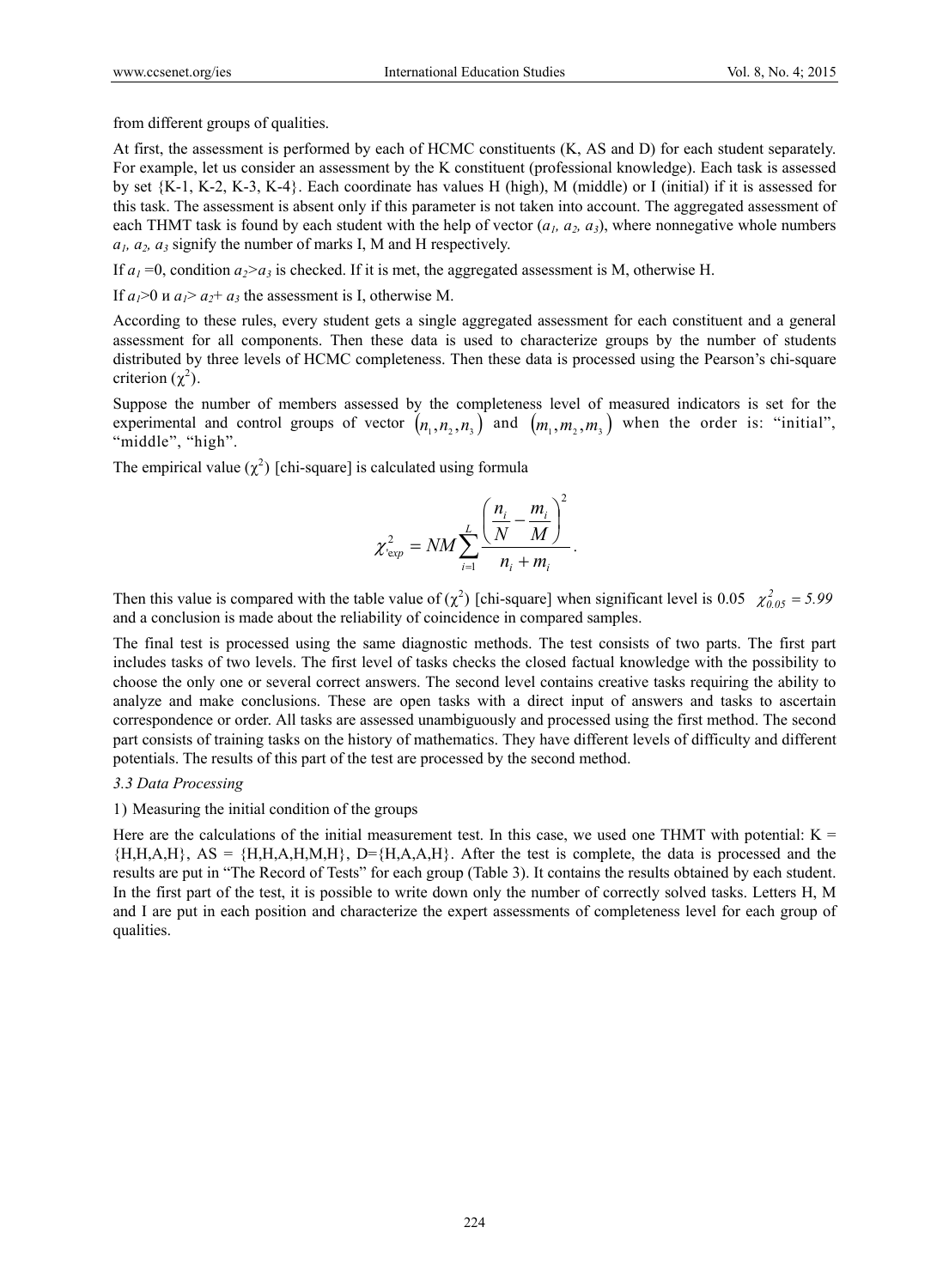from different groups of qualities.

At first, the assessment is performed by each of HCMC constituents (K, AS and D) for each student separately. For example, let us consider an assessment by the K constituent (professional knowledge). Each task is assessed by set {K-1, K-2, K-3, K-4}. Each coordinate has values H (high), M (middle) or I (initial) if it is assessed for this task. The assessment is absent only if this parameter is not taken into account. The aggregated assessment of each THMT task is found by each student with the help of vector ($a_1$, $a_2$, $a_3$), where nonnegative whole numbers $a_1$, $a_2$, $a_3$ signify the number of marks I, M and H respectively.

If $a_1 = 0$, condition $a_2 > a_3$ is checked. If it is met, the aggregated assessment is M, otherwise H.

If $a_1 > 0$ и $a_1 > a_2 + a_3$ the assessment is I, otherwise M.

According to these rules, every student gets a single aggregated assessment for each constituent and a general assessment for all components. Then these data is used to characterize groups by the number of students distributed by three levels of HCMC completeness. Then these data is processed using the Pearson's chi-square criterion ($\chi^2$).

Suppose the number of members assessed by the completeness level of measured indicators is set for the experimental and control groups of vector $(n_1, n_2, n_3)$ and $(m_1, m_2, m_3)$ when the order is: "initial", "middle", "high".

The empirical value ($\chi^2$) [chi-square] is calculated using formula

$$\chi^2_{exp} = NM \sum_{i=1}^{L} \frac{\left( \dfrac{n_i}{N} - \dfrac{m_i}{M} \right)^2}{n_i + m_i}.$$

Then this value is compared with the table value of ($\chi^2$) [chi-square] when significant level is 0.05 $\chi^2_{0.05} = 5.99$ and a conclusion is made about the reliability of coincidence in compared samples.

The final test is processed using the same diagnostic methods. The test consists of two parts. The first part includes tasks of two levels. The first level of tasks checks the closed factual knowledge with the possibility to choose the only one or several correct answers. The second level contains creative tasks requiring the ability to analyze and make conclusions. These are open tasks with a direct input of answers and tasks to ascertain correspondence or order. All tasks are assessed unambiguously and processed using the first method. The second part consists of training tasks on the history of mathematics. They have different levels of difficulty and different potentials. The results of this part of the test are processed by the second method.

### *3.3 Data Processing*

1) Measuring the initial condition of the groups

Here are the calculations of the initial measurement test. In this case, we used one THMT with potential: K = {H,H,A,H}, AS = {H,H,A,H,M,H}, D={H,A,A,H}. After the test is complete, the data is processed and the results are put in "The Record of Tests" for each group (Table 3). It contains the results obtained by each student. In the first part of the test, it is possible to write down only the number of correctly solved tasks. Letters H, M and I are put in each position and characterize the expert assessments of completeness level for each group of qualities.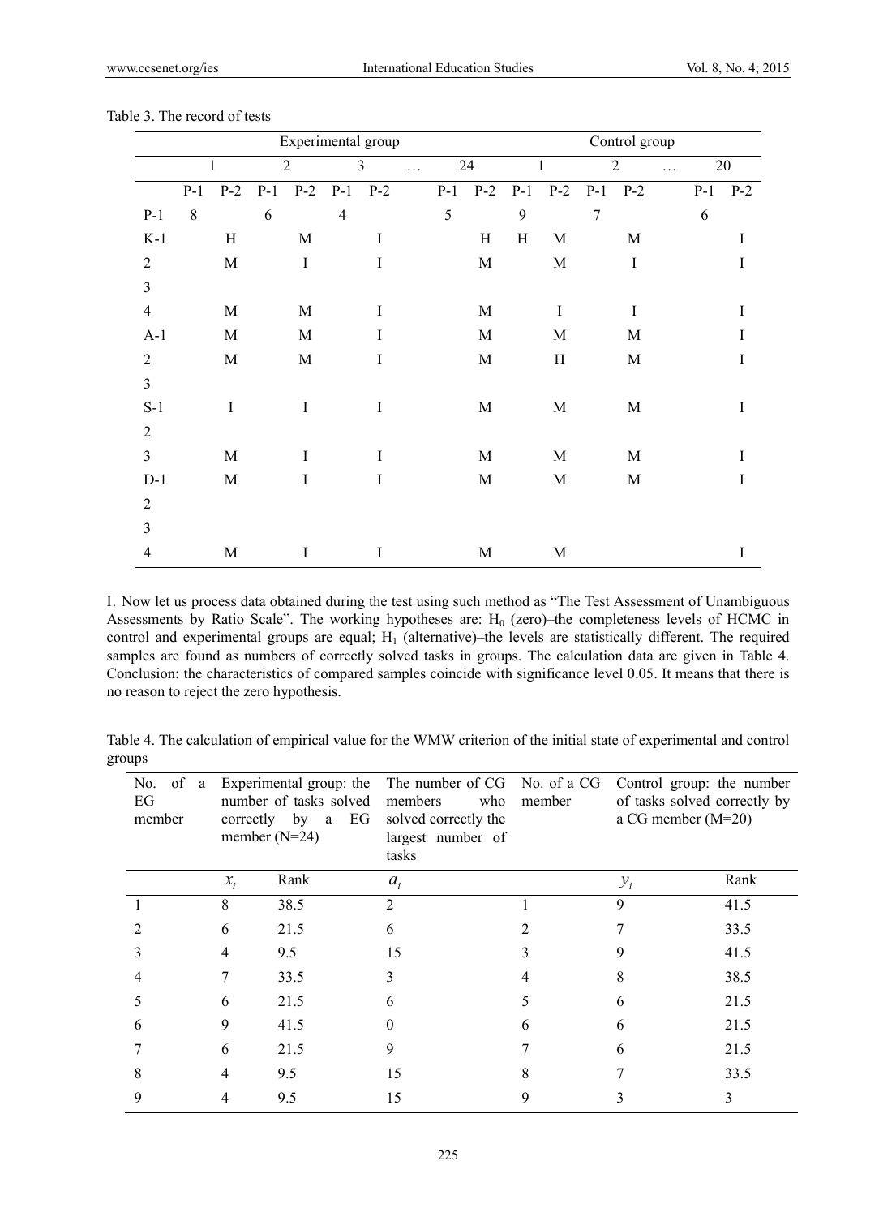Table 3. The record of tests

| | Experimental group | | | | | | | | | Control group | | | | | | |
|---|---|---|---|---|---|---|---|---|---|---|---|---|---|---|---|---|
| | 1 | | 2 | | 3 | | … | 24 | | 1 | | 2 | | … | 20 | |
| | P-1 | P-2 | P-1 | P-2 | P-1 | P-2 | | P-1 | P-2 | P-1 | P-2 | P-1 | P-2 | | P-1 | P-2 |
| P-1 | 8 | | 6 | | 4 | | | 5 | | 9 | | 7 | | | 6 | |
| K-1 | | H | | M | | I | | | H | H | M | | M | | | I |
| 2 | | M | | I | | I | | | M | | M | | I | | | I |
| 3 | | | | | | | | | | | | | | | | |
| 4 | | M | | M | | I | | | M | | I | | I | | | I |
| A-1 | | M | | M | | I | | | M | | M | | M | | | I |
| 2 | | M | | M | | I | | | M | | H | | M | | | I |
| 3 | | | | | | | | | | | | | | | | |
| S-1 | | I | | I | | I | | | M | | M | | M | | | I |
| 2 | | | | | | | | | | | | | | | | |
| 3 | | M | | I | | I | | | M | | M | | M | | | I |
| D-1 | | M | | I | | I | | | M | | M | | M | | | I |
| 2 | | | | | | | | | | | | | | | | |
| 3 | | | | | | | | | | | | | | | | |
| 4 | | M | | I | | I | | | M | | M | | | | | I |

I. Now let us process data obtained during the test using such method as "The Test Assessment of Unambiguous Assessments by Ratio Scale". The working hypotheses are: $H_0$ (zero)–the completeness levels of HCMC in control and experimental groups are equal; $H_1$ (alternative)–the levels are statistically different. The required samples are found as numbers of correctly solved tasks in groups. The calculation data are given in Table 4. Conclusion: the characteristics of compared samples coincide with significance level 0.05. It means that there is no reason to reject the zero hypothesis.

Table 4. The calculation of empirical value for the WMW criterion of the initial state of experimental and control groups

| No. of a EG member | Experimental group: the number of tasks solved correctly by a EG member (N=24) | | The number of CG members who solved correctly the largest number of tasks | No. of a CG member | Control group: the number of tasks solved correctly by a CG member (M=20) | |
|---|---|---|---|---|---|---|
| | $x_i$ | Rank | $a_i$ | | $y_i$ | Rank |
| 1 | 8 | 38.5 | 2 | 1 | 9 | 41.5 |
| 2 | 6 | 21.5 | 6 | 2 | 7 | 33.5 |
| 3 | 4 | 9.5 | 15 | 3 | 9 | 41.5 |
| 4 | 7 | 33.5 | 3 | 4 | 8 | 38.5 |
| 5 | 6 | 21.5 | 6 | 5 | 6 | 21.5 |
| 6 | 9 | 41.5 | 0 | 6 | 6 | 21.5 |
| 7 | 6 | 21.5 | 9 | 7 | 6 | 21.5 |
| 8 | 4 | 9.5 | 15 | 8 | 7 | 33.5 |
| 9 | 4 | 9.5 | 15 | 9 | 3 | 3 |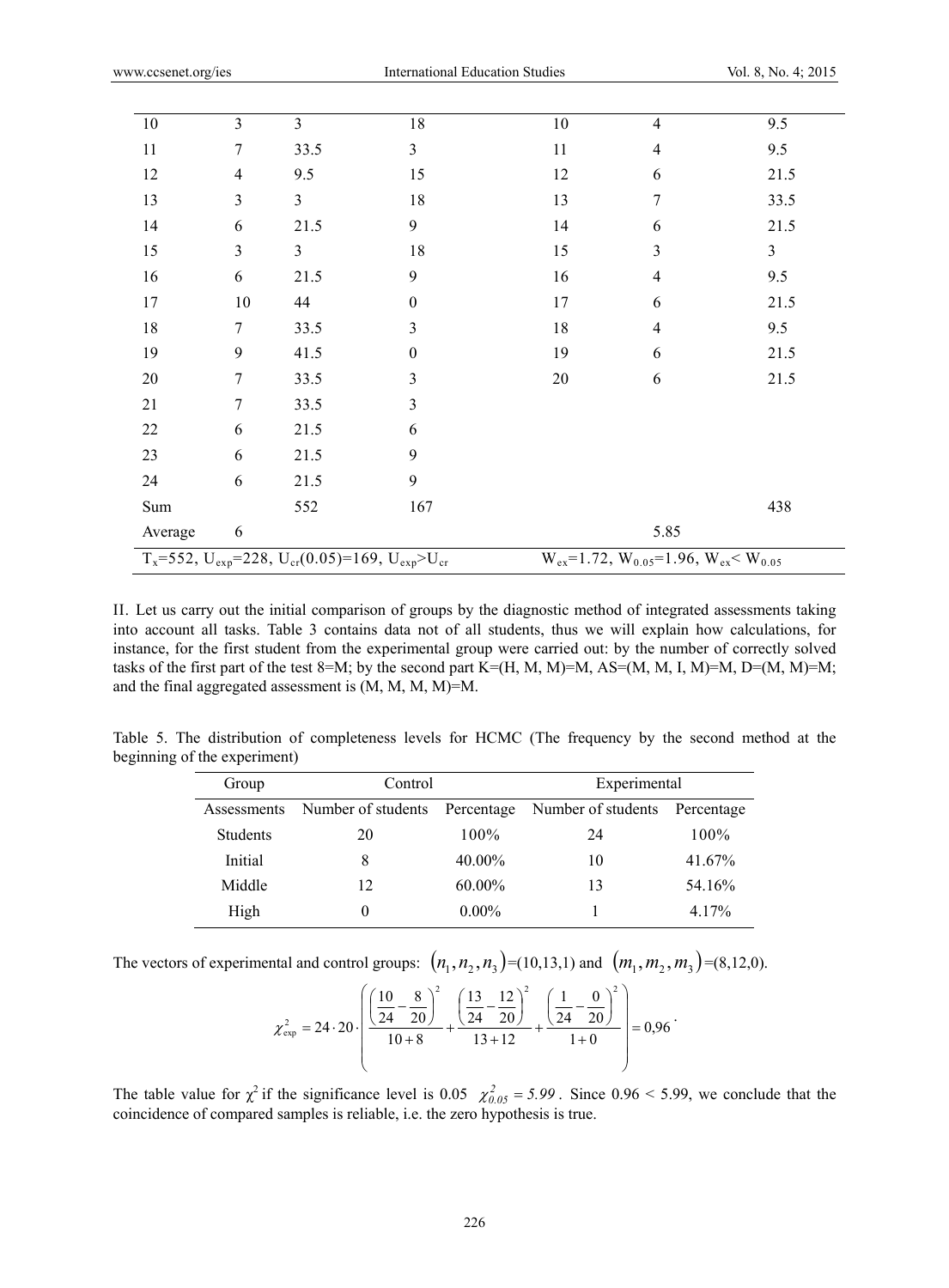| | | | | | | |
|---|---|---|---|---|---|---|
| 10 | 3 | 3 | 18 | 10 | 4 | 9.5 |
| 11 | 7 | 33.5 | 3 | 11 | 4 | 9.5 |
| 12 | 4 | 9.5 | 15 | 12 | 6 | 21.5 |
| 13 | 3 | 3 | 18 | 13 | 7 | 33.5 |
| 14 | 6 | 21.5 | 9 | 14 | 6 | 21.5 |
| 15 | 3 | 3 | 18 | 15 | 3 | 3 |
| 16 | 6 | 21.5 | 9 | 16 | 4 | 9.5 |
| 17 | 10 | 44 | 0 | 17 | 6 | 21.5 |
| 18 | 7 | 33.5 | 3 | 18 | 4 | 9.5 |
| 19 | 9 | 41.5 | 0 | 19 | 6 | 21.5 |
| 20 | 7 | 33.5 | 3 | 20 | 6 | 21.5 |
| 21 | 7 | 33.5 | 3 | | | |
| 22 | 6 | 21.5 | 6 | | | |
| 23 | 6 | 21.5 | 9 | | | |
| 24 | 6 | 21.5 | 9 | | | |
| Sum | | 552 | 167 | | | 438 |
| Average | 6 | | | | 5.85 | |
| $T_x$=552, $U_{exp}$=228, $U_{cr}(0.05)$=169, $U_{exp}>U_{cr}$ | | | | $W_{ex}$=1.72, $W_{0.05}$=1.96, $W_{ex}< W_{0.05}$ | | |

II. Let us carry out the initial comparison of groups by the diagnostic method of integrated assessments taking into account all tasks. Table 3 contains data not of all students, thus we will explain how calculations, for instance, for the first student from the experimental group were carried out: by the number of correctly solved tasks of the first part of the test 8=M; by the second part K=(H, M, M)=M, AS=(M, M, I, M)=M, D=(M, M)=M; and the final aggregated assessment is (M, M, M, M)=M.

Table 5. The distribution of completeness levels for HCMC (The frequency by the second method at the beginning of the experiment)

| Group | Control | | Experimental | |
|---|---|---|---|---|
| Assessments | Number of students | Percentage | Number of students | Percentage |
| Students | 20 | 100% | 24 | 100% |
| Initial | 8 | 40.00% | 10 | 41.67% |
| Middle | 12 | 60.00% | 13 | 54.16% |
| High | 0 | 0.00% | 1 | 4.17% |

The vectors of experimental and control groups: $(n_1, n_2, n_3)$=(10,13,1) and $(m_1, m_2, m_3)$=(8,12,0).

$$\chi^2_{\exp} = 24 \cdot 20 \cdot \left( \frac{\left(\frac{10}{24} - \frac{8}{20}\right)^2}{10+8} + \frac{\left(\frac{13}{24} - \frac{12}{20}\right)^2}{13+12} + \frac{\left(\frac{1}{24} - \frac{0}{20}\right)^2}{1+0} \right) = 0{,}96 \,.$$

The table value for $\chi^2$ if the significance level is 0.05 $\chi^2_{0.05} = 5.99$. Since 0.96 < 5.99, we conclude that the coincidence of compared samples is reliable, i.e. the zero hypothesis is true.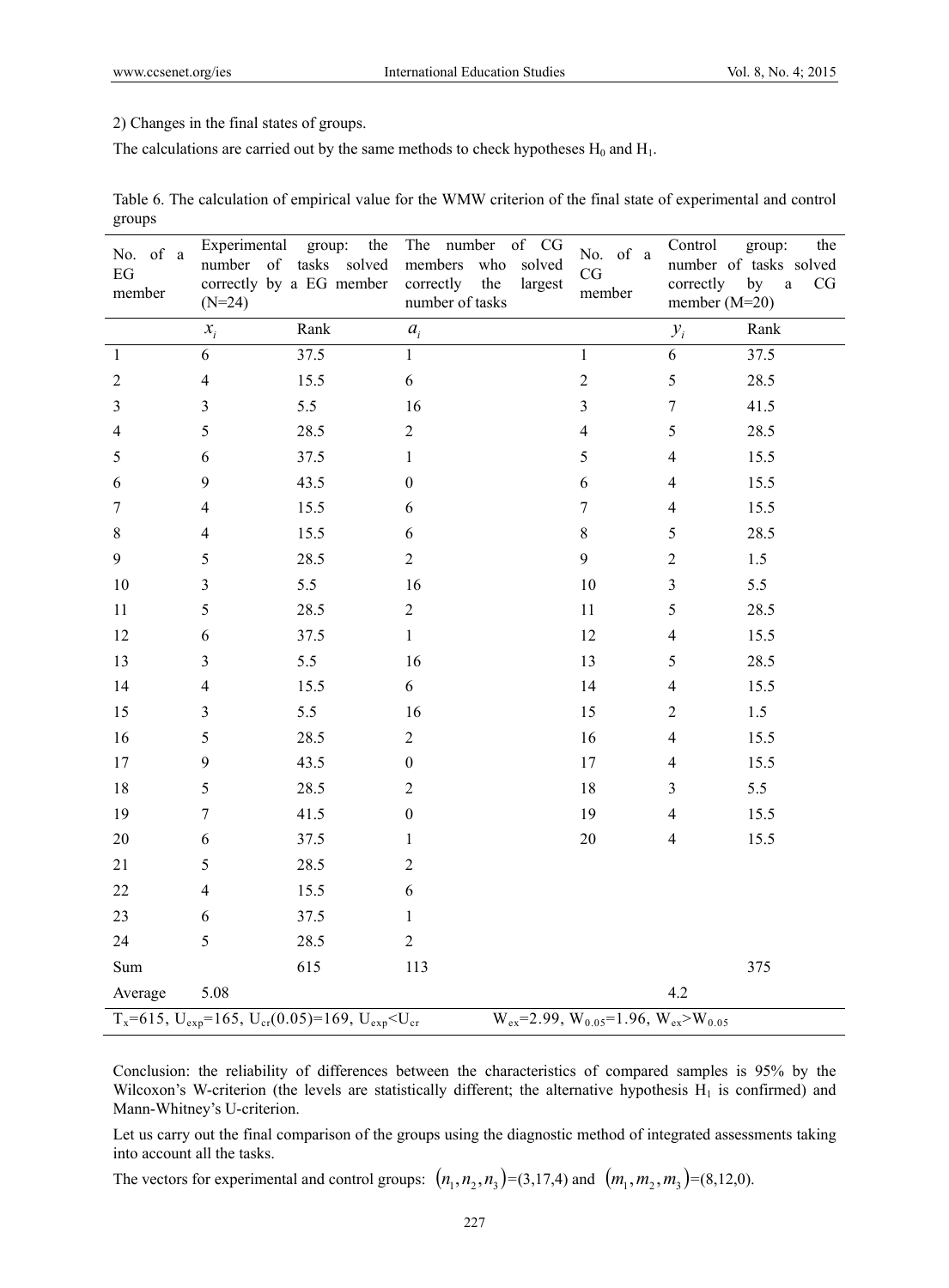2) Changes in the final states of groups.

The calculations are carried out by the same methods to check hypotheses $H_0$ and $H_1$.

Table 6. The calculation of empirical value for the WMW criterion of the final state of experimental and control groups

| No. of a EG member | Experimental group: the number of tasks solved correctly by a EG member (N=24) | | The number of CG members who solved correctly the largest number of tasks | No. of a CG member | Control group: the number of tasks solved correctly by a CG member (M=20) | |
|---|---|---|---|---|---|---|
| | $x_i$ | Rank | $a_i$ | | $y_i$ | Rank |
| 1 | 6 | 37.5 | 1 | 1 | 6 | 37.5 |
| 2 | 4 | 15.5 | 6 | 2 | 5 | 28.5 |
| 3 | 3 | 5.5 | 16 | 3 | 7 | 41.5 |
| 4 | 5 | 28.5 | 2 | 4 | 5 | 28.5 |
| 5 | 6 | 37.5 | 1 | 5 | 4 | 15.5 |
| 6 | 9 | 43.5 | 0 | 6 | 4 | 15.5 |
| 7 | 4 | 15.5 | 6 | 7 | 4 | 15.5 |
| 8 | 4 | 15.5 | 6 | 8 | 5 | 28.5 |
| 9 | 5 | 28.5 | 2 | 9 | 2 | 1.5 |
| 10 | 3 | 5.5 | 16 | 10 | 3 | 5.5 |
| 11 | 5 | 28.5 | 2 | 11 | 5 | 28.5 |
| 12 | 6 | 37.5 | 1 | 12 | 4 | 15.5 |
| 13 | 3 | 5.5 | 16 | 13 | 5 | 28.5 |
| 14 | 4 | 15.5 | 6 | 14 | 4 | 15.5 |
| 15 | 3 | 5.5 | 16 | 15 | 2 | 1.5 |
| 16 | 5 | 28.5 | 2 | 16 | 4 | 15.5 |
| 17 | 9 | 43.5 | 0 | 17 | 4 | 15.5 |
| 18 | 5 | 28.5 | 2 | 18 | 3 | 5.5 |
| 19 | 7 | 41.5 | 0 | 19 | 4 | 15.5 |
| 20 | 6 | 37.5 | 1 | 20 | 4 | 15.5 |
| 21 | 5 | 28.5 | 2 | | | |
| 22 | 4 | 15.5 | 6 | | | |
| 23 | 6 | 37.5 | 1 | | | |
| 24 | 5 | 28.5 | 2 | | | |
| Sum | | 615 | 113 | | | 375 |
| Average | 5.08 | | | | 4.2 | |
| $T_x$=615, $U_{exp}$=165, $U_{cr}(0.05)$=169, $U_{exp}$<$U_{cr}$ | | | | $W_{ex}$=2.99, $W_{0.05}$=1.96, $W_{ex}$>$W_{0.05}$ | | |

Conclusion: the reliability of differences between the characteristics of compared samples is 95% by the Wilcoxon's W-criterion (the levels are statistically different; the alternative hypothesis $H_1$ is confirmed) and Mann-Whitney's U-criterion.

Let us carry out the final comparison of the groups using the diagnostic method of integrated assessments taking into account all the tasks.

The vectors for experimental and control groups: $(n_1, n_2, n_3)$=(3,17,4) and $(m_1, m_2, m_3)$=(8,12,0).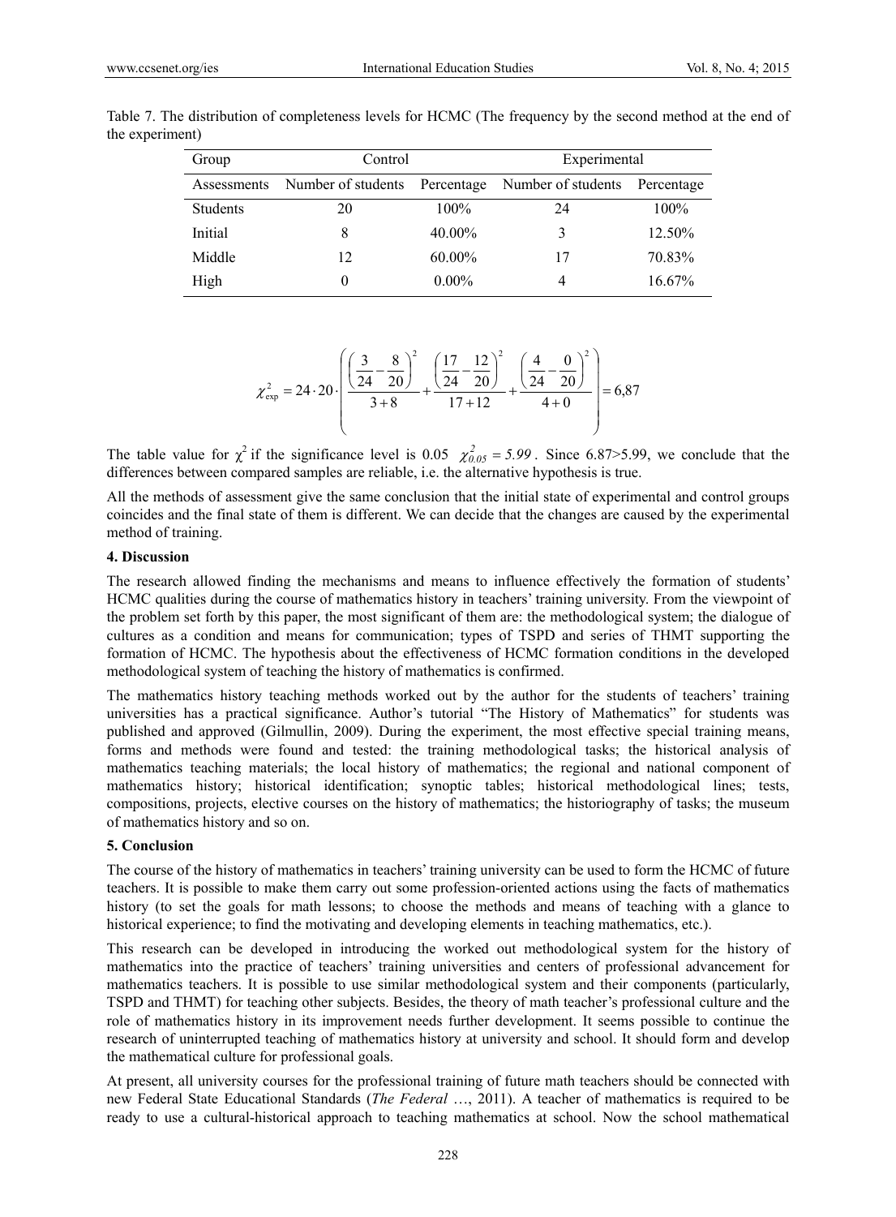Table 7. The distribution of completeness levels for HCMC (The frequency by the second method at the end of the experiment)

| Group | Control | | Experimental | |
|---|---|---|---|---|
| Assessments | Number of students | Percentage | Number of students | Percentage |
| Students | 20 | 100% | 24 | 100% |
| Initial | 8 | 40.00% | 3 | 12.50% |
| Middle | 12 | 60.00% | 17 | 70.83% |
| High | 0 | 0.00% | 4 | 16.67% |

$$\chi^2_{\exp} = 24 \cdot 20 \cdot \left( \frac{\left(\frac{3}{24} - \frac{8}{20}\right)^2}{3+8} + \frac{\left(\frac{17}{24} - \frac{12}{20}\right)^2}{17+12} + \frac{\left(\frac{4}{24} - \frac{0}{20}\right)^2}{4+0} \right) = 6{,}87$$

The table value for $\chi^2$ if the significance level is 0.05 $\chi^2_{0.05} = 5.99$. Since 6.87>5.99, we conclude that the differences between compared samples are reliable, i.e. the alternative hypothesis is true.

All the methods of assessment give the same conclusion that the initial state of experimental and control groups coincides and the final state of them is different. We can decide that the changes are caused by the experimental method of training.

**4. Discussion**

The research allowed finding the mechanisms and means to influence effectively the formation of students' HCMC qualities during the course of mathematics history in teachers' training university. From the viewpoint of the problem set forth by this paper, the most significant of them are: the methodological system; the dialogue of cultures as a condition and means for communication; types of TSPD and series of THMT supporting the formation of HCMC. The hypothesis about the effectiveness of HCMC formation conditions in the developed methodological system of teaching the history of mathematics is confirmed.

The mathematics history teaching methods worked out by the author for the students of teachers' training universities has a practical significance. Author's tutorial "The History of Mathematics" for students was published and approved (Gilmullin, 2009). During the experiment, the most effective special training means, forms and methods were found and tested: the training methodological tasks; the historical analysis of mathematics teaching materials; the local history of mathematics; the regional and national component of mathematics history; historical identification; synoptic tables; historical methodological lines; tests, compositions, projects, elective courses on the history of mathematics; the historiography of tasks; the museum of mathematics history and so on.

**5. Conclusion**

The course of the history of mathematics in teachers' training university can be used to form the HCMC of future teachers. It is possible to make them carry out some profession-oriented actions using the facts of mathematics history (to set the goals for math lessons; to choose the methods and means of teaching with a glance to historical experience; to find the motivating and developing elements in teaching mathematics, etc.).

This research can be developed in introducing the worked out methodological system for the history of mathematics into the practice of teachers' training universities and centers of professional advancement for mathematics teachers. It is possible to use similar methodological system and their components (particularly, TSPD and THMT) for teaching other subjects. Besides, the theory of math teacher's professional culture and the role of mathematics history in its improvement needs further development. It seems possible to continue the research of uninterrupted teaching of mathematics history at university and school. It should form and develop the mathematical culture for professional goals.

At present, all university courses for the professional training of future math teachers should be connected with new Federal State Educational Standards (*The Federal* …, 2011). A teacher of mathematics is required to be ready to use a cultural-historical approach to teaching mathematics at school. Now the school mathematical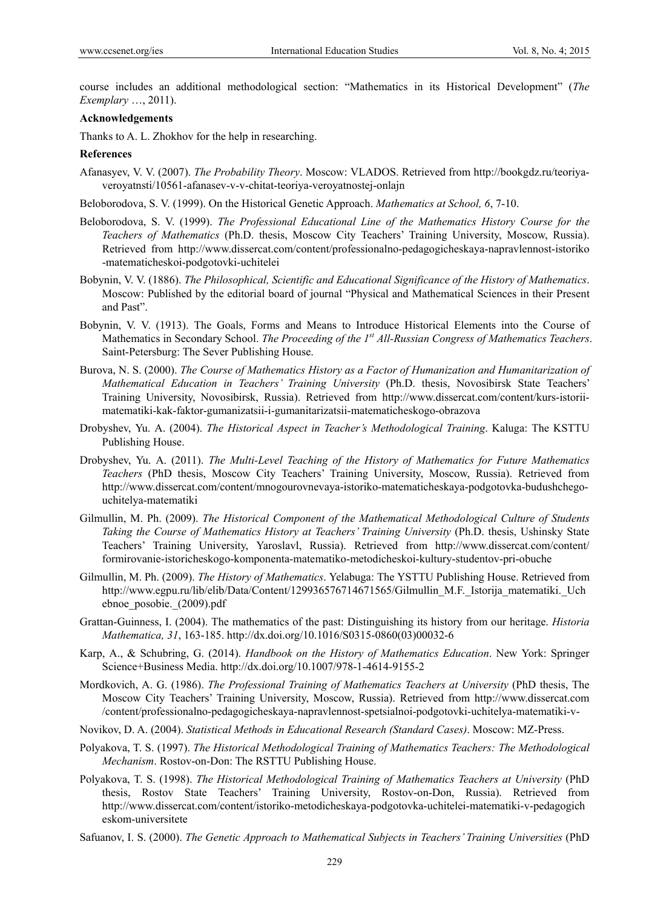course includes an additional methodological section: "Mathematics in its Historical Development" (*The Exemplary* …, 2011).

**Acknowledgements**

Thanks to A. L. Zhokhov for the help in researching.

**References**

Afanasyev, V. V. (2007). *The Probability Theory*. Moscow: VLADOS. Retrieved from http://bookgdz.ru/teoriya-veroyatnsti/10561-afanasev-v-v-chitat-teoriya-veroyatnostej-onlajn

Beloborodova, S. V. (1999). On the Historical Genetic Approach. *Mathematics at School, 6*, 7-10.

Beloborodova, S. V. (1999). *The Professional Educational Line of the Mathematics History Course for the Teachers of Mathematics* (Ph.D. thesis, Moscow City Teachers' Training University, Moscow, Russia). Retrieved from http://www.dissercat.com/content/professionalno-pedagogicheskaya-napravlennost-istoriko-matematicheskoi-podgotovki-uchitelei

Bobynin, V. V. (1886). *The Philosophical, Scientific and Educational Significance of the History of Mathematics*. Moscow: Published by the editorial board of journal "Physical and Mathematical Sciences in their Present and Past".

Bobynin, V. V. (1913). The Goals, Forms and Means to Introduce Historical Elements into the Course of Mathematics in Secondary School. *The Proceeding of the 1st All-Russian Congress of Mathematics Teachers*. Saint-Petersburg: The Sever Publishing House.

Burova, N. S. (2000). *The Course of Mathematics History as a Factor of Humanization and Humanitarization of Mathematical Education in Teachers' Training University* (Ph.D. thesis, Novosibirsk State Teachers' Training University, Novosibirsk, Russia). Retrieved from http://www.dissercat.com/content/kurs-istorii-matematiki-kak-faktor-gumanizatsii-i-gumanitarizatsii-matematicheskogo-obrazova

Drobyshev, Yu. A. (2004). *The Historical Aspect in Teacher's Methodological Training*. Kaluga: The KSTTU Publishing House.

Drobyshev, Yu. A. (2011). *The Multi-Level Teaching of the History of Mathematics for Future Mathematics Teachers* (PhD thesis, Moscow City Teachers' Training University, Moscow, Russia). Retrieved from http://www.dissercat.com/content/mnogourovnevaya-istoriko-matematicheskaya-podgotovka-budushchego-uchitelya-matematiki

Gilmullin, M. Ph. (2009). *The Historical Component of the Mathematical Methodological Culture of Students Taking the Course of Mathematics History at Teachers' Training University* (Ph.D. thesis, Ushinsky State Teachers' Training University, Yaroslavl, Russia). Retrieved from http://www.dissercat.com/content/formirovanie-istoricheskogo-komponenta-matematiko-metodicheskoi-kultury-studentov-pri-obuche

Gilmullin, M. Ph. (2009). *The History of Mathematics*. Yelabuga: The YSTTU Publishing House. Retrieved from http://www.egpu.ru/lib/elib/Data/Content/129936576714671565/Gilmullin_M.F._Istorija_matematiki._Uchebnoe_posobie._(2009).pdf

Grattan-Guinness, I. (2004). The mathematics of the past: Distinguishing its history from our heritage. *Historia Mathematica, 31*, 163-185. http://dx.doi.org/10.1016/S0315-0860(03)00032-6

Karp, A., & Schubring, G. (2014). *Handbook on the History of Mathematics Education*. New York: Springer Science+Business Media. http://dx.doi.org/10.1007/978-1-4614-9155-2

Mordkovich, A. G. (1986). *The Professional Training of Mathematics Teachers at University* (PhD thesis, The Moscow City Teachers' Training University, Moscow, Russia). Retrieved from http://www.dissercat.com/content/professionalno-pedagogicheskaya-napravlennost-spetsialnoi-podgotovki-uchitelya-matematiki-v-

Novikov, D. A. (2004). *Statistical Methods in Educational Research (Standard Cases)*. Moscow: MZ-Press.

Polyakova, T. S. (1997). *The Historical Methodological Training of Mathematics Teachers: The Methodological Mechanism*. Rostov-on-Don: The RSTTU Publishing House.

Polyakova, T. S. (1998). *The Historical Methodological Training of Mathematics Teachers at University* (PhD thesis, Rostov State Teachers' Training University, Rostov-on-Don, Russia). Retrieved from http://www.dissercat.com/content/istoriko-metodicheskaya-podgotovka-uchitelei-matematiki-v-pedagogicheskom-universitete

Safuanov, I. S. (2000). *The Genetic Approach to Mathematical Subjects in Teachers' Training Universities* (PhD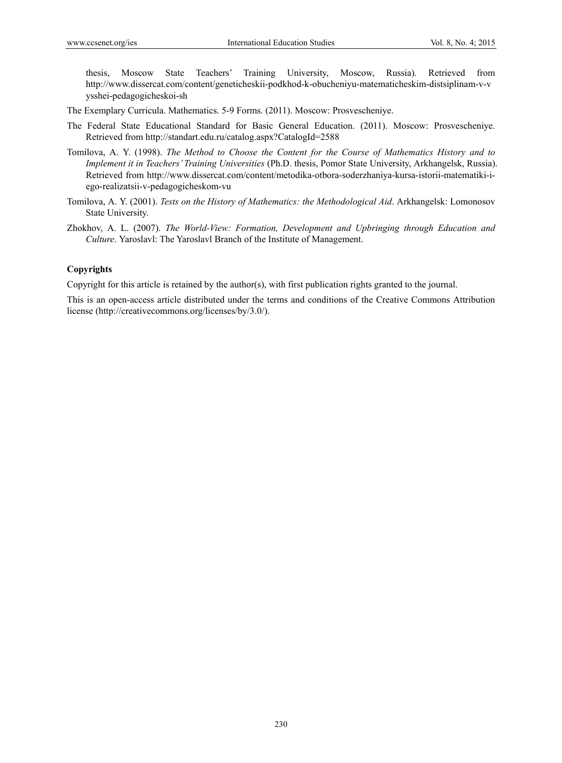thesis, Moscow State Teachers' Training University, Moscow, Russia). Retrieved from http://www.dissercat.com/content/geneticheskii-podkhod-k-obucheniyu-matematicheskim-distsiplinam-v-vysshei-pedagogicheskoi-sh

The Exemplary Curricula. Mathematics. 5-9 Forms. (2011). Moscow: Prosvescheniye.

The Federal State Educational Standard for Basic General Education. (2011). Moscow: Prosvescheniye. Retrieved from http://standart.edu.ru/catalog.aspx?CatalogId=2588

Tomilova, A. Y. (1998). *The Method to Choose the Content for the Course of Mathematics History and to Implement it in Teachers' Training Universities* (Ph.D. thesis, Pomor State University, Arkhangelsk, Russia). Retrieved from http://www.dissercat.com/content/metodika-otbora-soderzhaniya-kursa-istorii-matematiki-i-ego-realizatsii-v-pedagogicheskom-vu

Tomilova, A. Y. (2001). *Tests on the History of Mathematics: the Methodological Aid*. Arkhangelsk: Lomonosov State University.

Zhokhov, A. L. (2007). *The World-View: Formation, Development and Upbringing through Education and Culture*. Yaroslavl: The Yaroslavl Branch of the Institute of Management.

**Copyrights**

Copyright for this article is retained by the author(s), with first publication rights granted to the journal.

This is an open-access article distributed under the terms and conditions of the Creative Commons Attribution license (http://creativecommons.org/licenses/by/3.0/).